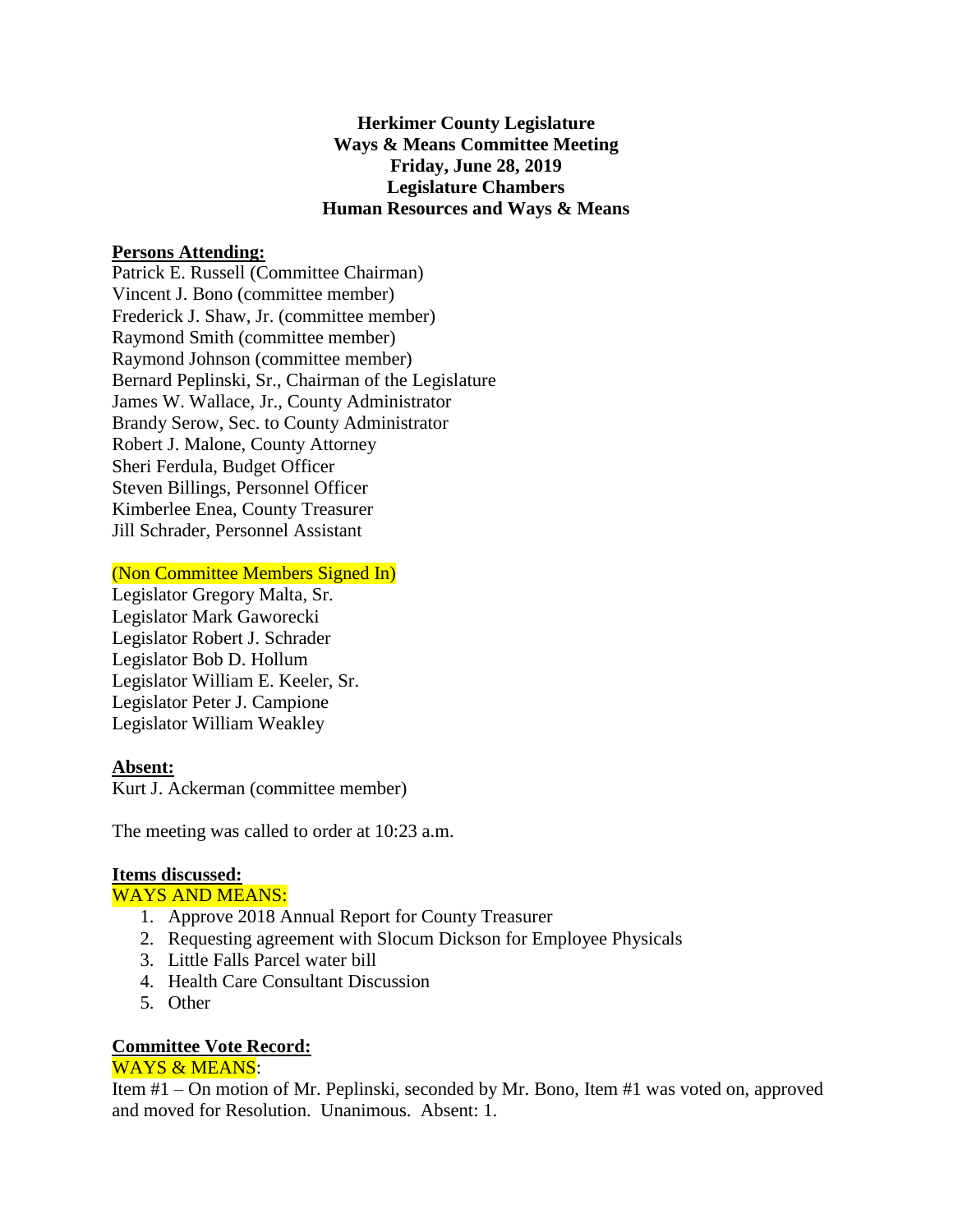**Herkimer County Legislature**
**Ways & Means Committee Meeting**
**Friday, June 28, 2019**
**Legislature Chambers**
**Human Resources and Ways & Means**

**Persons Attending:**

Patrick E. Russell (Committee Chairman)
Vincent J. Bono (committee member)
Frederick J. Shaw, Jr. (committee member)
Raymond Smith (committee member)
Raymond Johnson (committee member)
Bernard Peplinski, Sr., Chairman of the Legislature
James W. Wallace, Jr., County Administrator
Brandy Serow, Sec. to County Administrator
Robert J. Malone, County Attorney
Sheri Ferdula, Budget Officer
Steven Billings, Personnel Officer
Kimberlee Enea, County Treasurer
Jill Schrader, Personnel Assistant

(Non Committee Members Signed In)

Legislator Gregory Malta, Sr.
Legislator Mark Gaworecki
Legislator Robert J. Schrader
Legislator Bob D. Hollum
Legislator William E. Keeler, Sr.
Legislator Peter J. Campione
Legislator William Weakley

**Absent:**

Kurt J. Ackerman (committee member)

The meeting was called to order at 10:23 a.m.

**Items discussed:**

WAYS AND MEANS:

1. Approve 2018 Annual Report for County Treasurer
2. Requesting agreement with Slocum Dickson for Employee Physicals
3. Little Falls Parcel water bill
4. Health Care Consultant Discussion
5. Other

**Committee Vote Record:**

WAYS & MEANS:

Item #1 – On motion of Mr. Peplinski, seconded by Mr. Bono, Item #1 was voted on, approved and moved for Resolution. Unanimous. Absent: 1.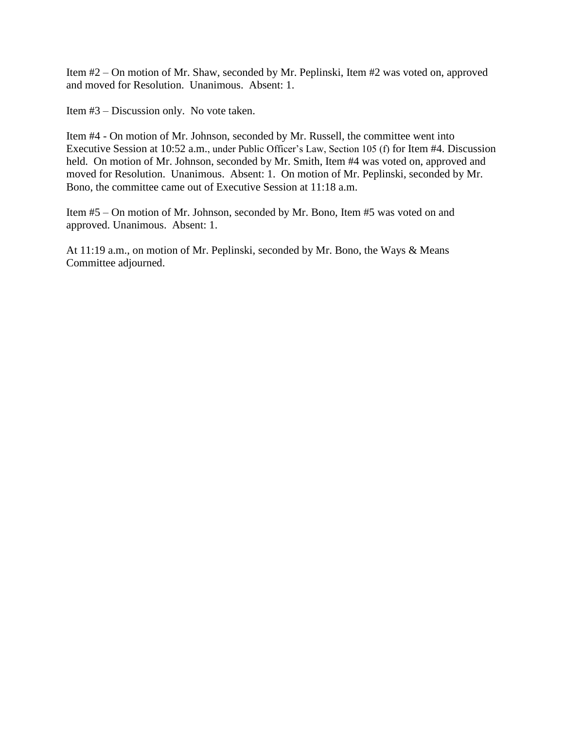Item #2 – On motion of Mr. Shaw, seconded by Mr. Peplinski, Item #2 was voted on, approved and moved for Resolution. Unanimous. Absent: 1.

Item #3 – Discussion only. No vote taken.

Item #4 - On motion of Mr. Johnson, seconded by Mr. Russell, the committee went into Executive Session at 10:52 a.m., under Public Officer's Law, Section 105 (f) for Item #4. Discussion held. On motion of Mr. Johnson, seconded by Mr. Smith, Item #4 was voted on, approved and moved for Resolution. Unanimous. Absent: 1. On motion of Mr. Peplinski, seconded by Mr. Bono, the committee came out of Executive Session at 11:18 a.m.

Item #5 – On motion of Mr. Johnson, seconded by Mr. Bono, Item #5 was voted on and approved. Unanimous. Absent: 1.

At 11:19 a.m., on motion of Mr. Peplinski, seconded by Mr. Bono, the Ways & Means Committee adjourned.